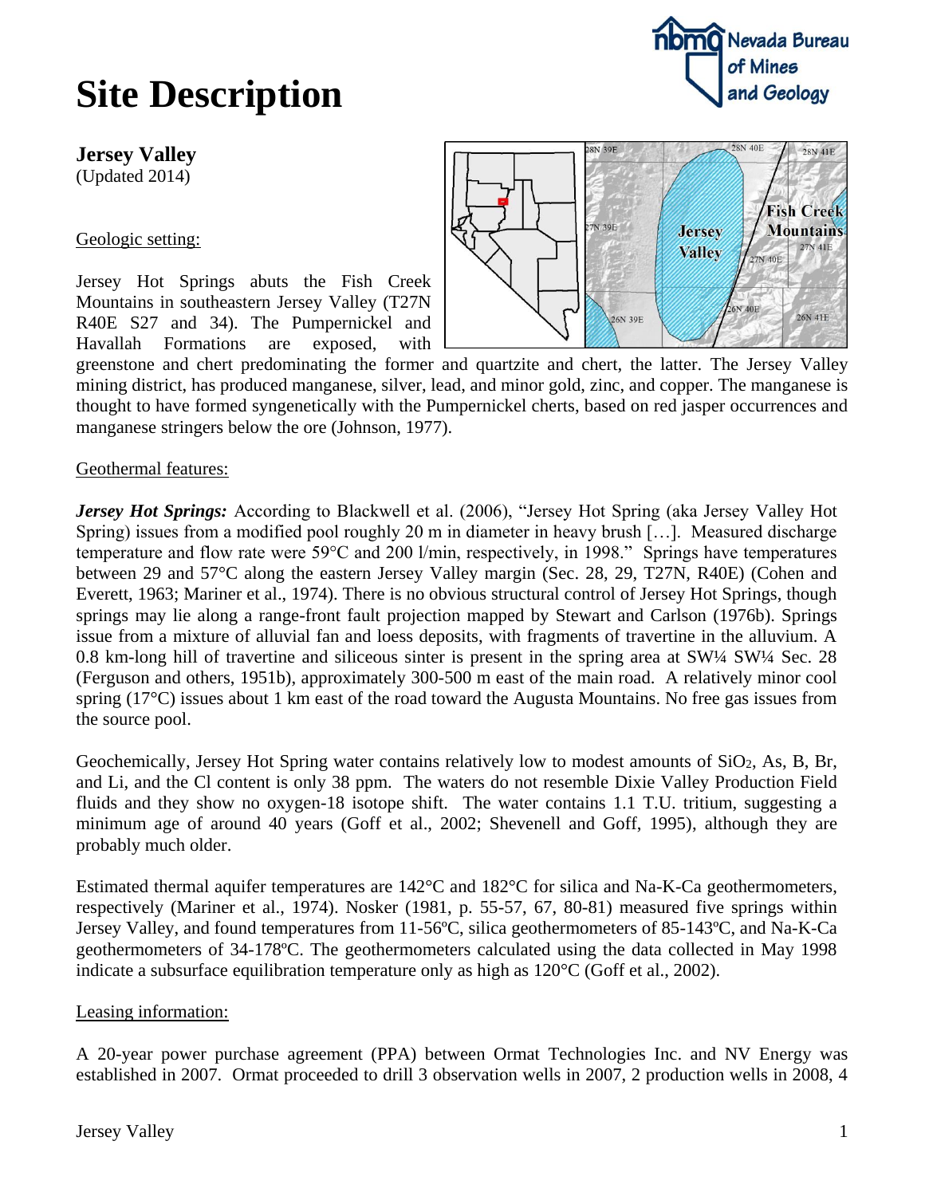# Site Description

**Jersey Valley**
(Updated 2014)

Geologic setting:

Jersey Hot Springs abuts the Fish Creek Mountains in southeastern Jersey Valley (T27N R40E S27 and 34). The Pumpernickel and Havallah Formations are exposed, with greenstone and chert predominating the former and quartzite and chert, the latter. The Jersey Valley mining district, has produced manganese, silver, lead, and minor gold, zinc, and copper. The manganese is thought to have formed syngenetically with the Pumpernickel cherts, based on red jasper occurrences and manganese stringers below the ore (Johnson, 1977).

Geothermal features:

***Jersey Hot Springs:*** According to Blackwell et al. (2006), "Jersey Hot Spring (aka Jersey Valley Hot Spring) issues from a modified pool roughly 20 m in diameter in heavy brush […]. Measured discharge temperature and flow rate were 59°C and 200 l/min, respectively, in 1998." Springs have temperatures between 29 and 57°C along the eastern Jersey Valley margin (Sec. 28, 29, T27N, R40E) (Cohen and Everett, 1963; Mariner et al., 1974). There is no obvious structural control of Jersey Hot Springs, though springs may lie along a range-front fault projection mapped by Stewart and Carlson (1976b). Springs issue from a mixture of alluvial fan and loess deposits, with fragments of travertine in the alluvium. A 0.8 km-long hill of travertine and siliceous sinter is present in the spring area at SW¼ SW¼ Sec. 28 (Ferguson and others, 1951b), approximately 300-500 m east of the main road. A relatively minor cool spring (17°C) issues about 1 km east of the road toward the Augusta Mountains. No free gas issues from the source pool.

Geochemically, Jersey Hot Spring water contains relatively low to modest amounts of $SiO_2$, As, B, Br, and Li, and the Cl content is only 38 ppm. The waters do not resemble Dixie Valley Production Field fluids and they show no oxygen-18 isotope shift. The water contains 1.1 T.U. tritium, suggesting a minimum age of around 40 years (Goff et al., 2002; Shevenell and Goff, 1995), although they are probably much older.

Estimated thermal aquifer temperatures are 142°C and 182°C for silica and Na-K-Ca geothermometers, respectively (Mariner et al., 1974). Nosker (1981, p. 55-57, 67, 80-81) measured five springs within Jersey Valley, and found temperatures from 11-56ºC, silica geothermometers of 85-143ºC, and Na-K-Ca geothermometers of 34-178ºC. The geothermometers calculated using the data collected in May 1998 indicate a subsurface equilibration temperature only as high as 120°C (Goff et al., 2002).

Leasing information:

A 20-year power purchase agreement (PPA) between Ormat Technologies Inc. and NV Energy was established in 2007. Ormat proceeded to drill 3 observation wells in 2007, 2 production wells in 2008, 4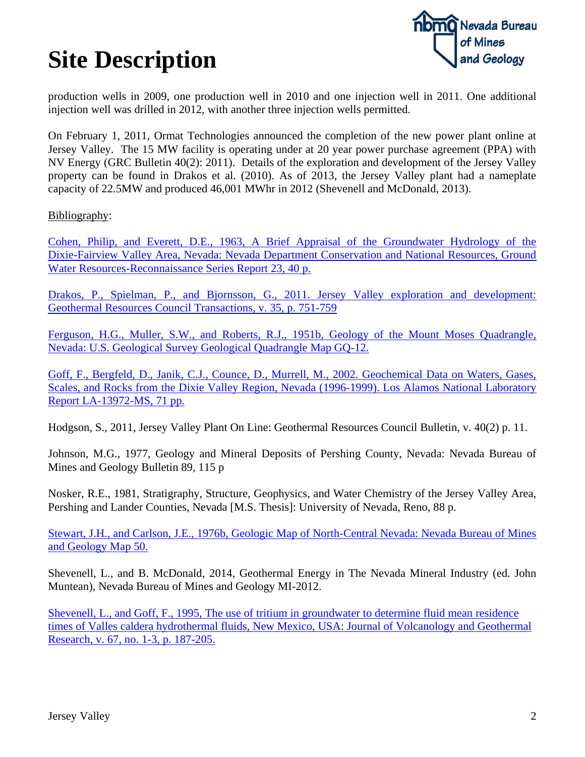# Site Description

production wells in 2009, one production well in 2010 and one injection well in 2011. One additional injection well was drilled in 2012, with another three injection wells permitted.

On February 1, 2011, Ormat Technologies announced the completion of the new power plant online at Jersey Valley. The 15 MW facility is operating under at 20 year power purchase agreement (PPA) with NV Energy (GRC Bulletin 40(2): 2011). Details of the exploration and development of the Jersey Valley property can be found in Drakos et al. (2010). As of 2013, the Jersey Valley plant had a nameplate capacity of 22.5MW and produced 46,001 MWhr in 2012 (Shevenell and McDonald, 2013).

Bibliography:

Cohen, Philip, and Everett, D.E., 1963, A Brief Appraisal of the Groundwater Hydrology of the Dixie-Fairview Valley Area, Nevada: Nevada Department Conservation and National Resources, Ground Water Resources-Reconnaissance Series Report 23, 40 p.

Drakos, P., Spielman, P., and Bjornsson, G., 2011. Jersey Valley exploration and development: Geothermal Resources Council Transactions, v. 35, p. 751-759

Ferguson, H.G., Muller, S.W., and Roberts, R.J., 1951b, Geology of the Mount Moses Quadrangle, Nevada: U.S. Geological Survey Geological Quadrangle Map GQ-12.

Goff, F., Bergfeld, D., Janik, C.J., Counce, D., Murrell, M., 2002. Geochemical Data on Waters, Gases, Scales, and Rocks from the Dixie Valley Region, Nevada (1996-1999). Los Alamos National Laboratory Report LA-13972-MS, 71 pp.

Hodgson, S., 2011, Jersey Valley Plant On Line: Geothermal Resources Council Bulletin, v. 40(2) p. 11.

Johnson, M.G., 1977, Geology and Mineral Deposits of Pershing County, Nevada: Nevada Bureau of Mines and Geology Bulletin 89, 115 p

Nosker, R.E., 1981, Stratigraphy, Structure, Geophysics, and Water Chemistry of the Jersey Valley Area, Pershing and Lander Counties, Nevada [M.S. Thesis]: University of Nevada, Reno, 88 p.

Stewart, J.H., and Carlson, J.E., 1976b, Geologic Map of North-Central Nevada: Nevada Bureau of Mines and Geology Map 50.

Shevenell, L., and B. McDonald, 2014, Geothermal Energy in The Nevada Mineral Industry (ed. John Muntean), Nevada Bureau of Mines and Geology MI-2012.

Shevenell, L., and Goff, F., 1995, The use of tritium in groundwater to determine fluid mean residence times of Valles caldera hydrothermal fluids, New Mexico, USA: Journal of Volcanology and Geothermal Research, v. 67, no. 1-3, p. 187-205.